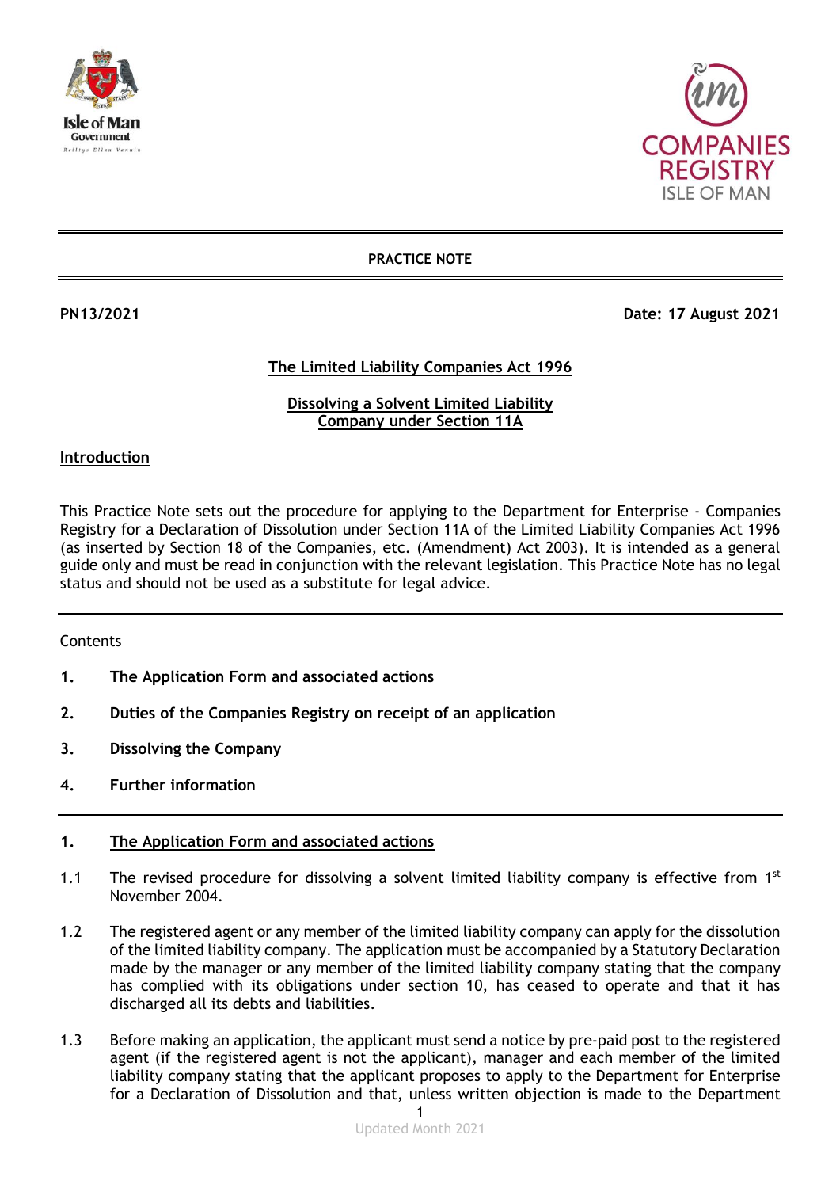**PRACTICE NOTE**

**PN13/2021** **Date: 17 August 2021**

# The Limited Liability Companies Act 1996

## Dissolving a Solvent Limited Liability Company under Section 11A

### Introduction

This Practice Note sets out the procedure for applying to the Department for Enterprise - Companies Registry for a Declaration of Dissolution under Section 11A of the Limited Liability Companies Act 1996 (as inserted by Section 18 of the Companies, etc. (Amendment) Act 2003). It is intended as a general guide only and must be read in conjunction with the relevant legislation. This Practice Note has no legal status and should not be used as a substitute for legal advice.

---

Contents

1. **The Application Form and associated actions**
2. **Duties of the Companies Registry on receipt of an application**
3. **Dissolving the Company**
4. **Further information**

---

### 1. The Application Form and associated actions

1.1 The revised procedure for dissolving a solvent limited liability company is effective from 1st November 2004.

1.2 The registered agent or any member of the limited liability company can apply for the dissolution of the limited liability company. The application must be accompanied by a Statutory Declaration made by the manager or any member of the limited liability company stating that the company has complied with its obligations under section 10, has ceased to operate and that it has discharged all its debts and liabilities.

1.3 Before making an application, the applicant must send a notice by pre-paid post to the registered agent (if the registered agent is not the applicant), manager and each member of the limited liability company stating that the applicant proposes to apply to the Department for Enterprise for a Declaration of Dissolution and that, unless written objection is made to the Department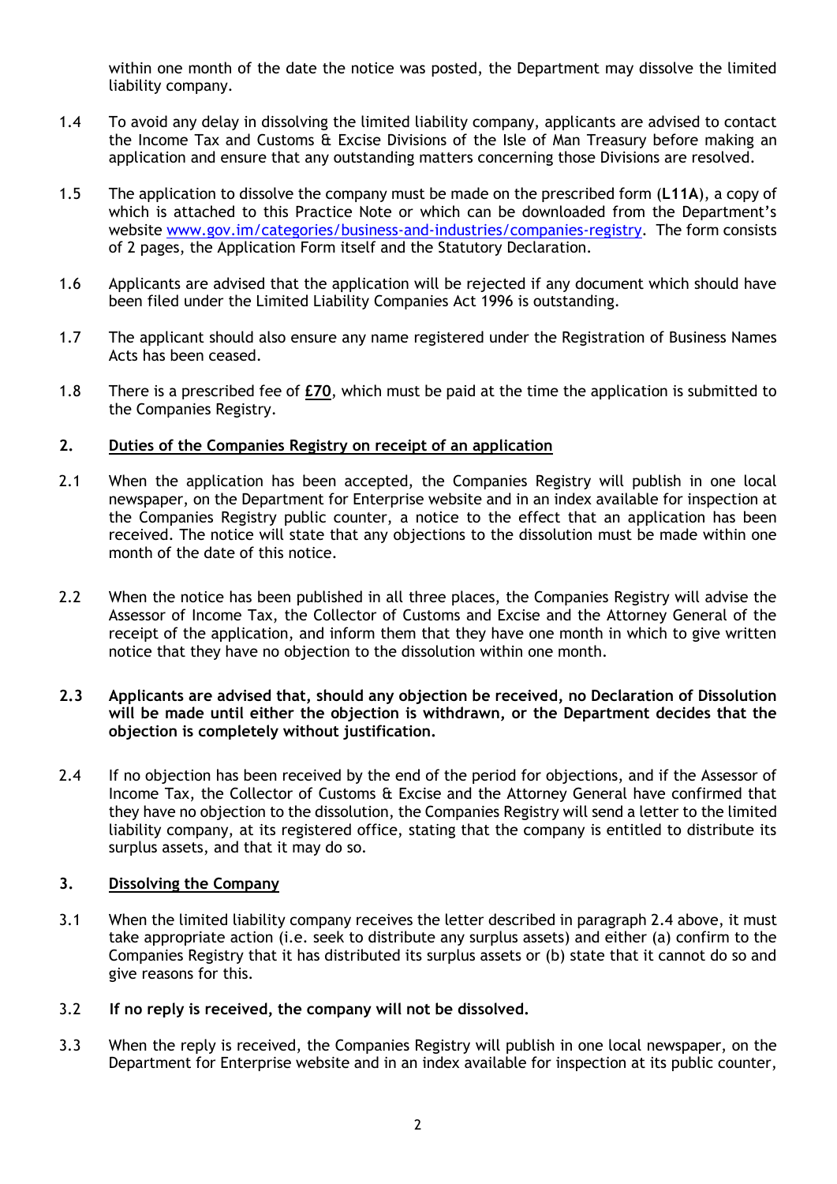within one month of the date the notice was posted, the Department may dissolve the limited liability company.

1.4 To avoid any delay in dissolving the limited liability company, applicants are advised to contact the Income Tax and Customs & Excise Divisions of the Isle of Man Treasury before making an application and ensure that any outstanding matters concerning those Divisions are resolved.

1.5 The application to dissolve the company must be made on the prescribed form (**L11A**), a copy of which is attached to this Practice Note or which can be downloaded from the Department's website [www.gov.im/categories/business-and-industries/companies-registry](www.gov.im/categories/business-and-industries/companies-registry). The form consists of 2 pages, the Application Form itself and the Statutory Declaration.

1.6 Applicants are advised that the application will be rejected if any document which should have been filed under the Limited Liability Companies Act 1996 is outstanding.

1.7 The applicant should also ensure any name registered under the Registration of Business Names Acts has been ceased.

1.8 There is a prescribed fee of **£70**, which must be paid at the time the application is submitted to the Companies Registry.

## 2. Duties of the Companies Registry on receipt of an application

2.1 When the application has been accepted, the Companies Registry will publish in one local newspaper, on the Department for Enterprise website and in an index available for inspection at the Companies Registry public counter, a notice to the effect that an application has been received. The notice will state that any objections to the dissolution must be made within one month of the date of this notice.

2.2 When the notice has been published in all three places, the Companies Registry will advise the Assessor of Income Tax, the Collector of Customs and Excise and the Attorney General of the receipt of the application, and inform them that they have one month in which to give written notice that they have no objection to the dissolution within one month.

**2.3 Applicants are advised that, should any objection be received, no Declaration of Dissolution will be made until either the objection is withdrawn, or the Department decides that the objection is completely without justification.**

2.4 If no objection has been received by the end of the period for objections, and if the Assessor of Income Tax, the Collector of Customs & Excise and the Attorney General have confirmed that they have no objection to the dissolution, the Companies Registry will send a letter to the limited liability company, at its registered office, stating that the company is entitled to distribute its surplus assets, and that it may do so.

## 3. Dissolving the Company

3.1 When the limited liability company receives the letter described in paragraph 2.4 above, it must take appropriate action (i.e. seek to distribute any surplus assets) and either (a) confirm to the Companies Registry that it has distributed its surplus assets or (b) state that it cannot do so and give reasons for this.

3.2 **If no reply is received, the company will not be dissolved.**

3.3 When the reply is received, the Companies Registry will publish in one local newspaper, on the Department for Enterprise website and in an index available for inspection at its public counter,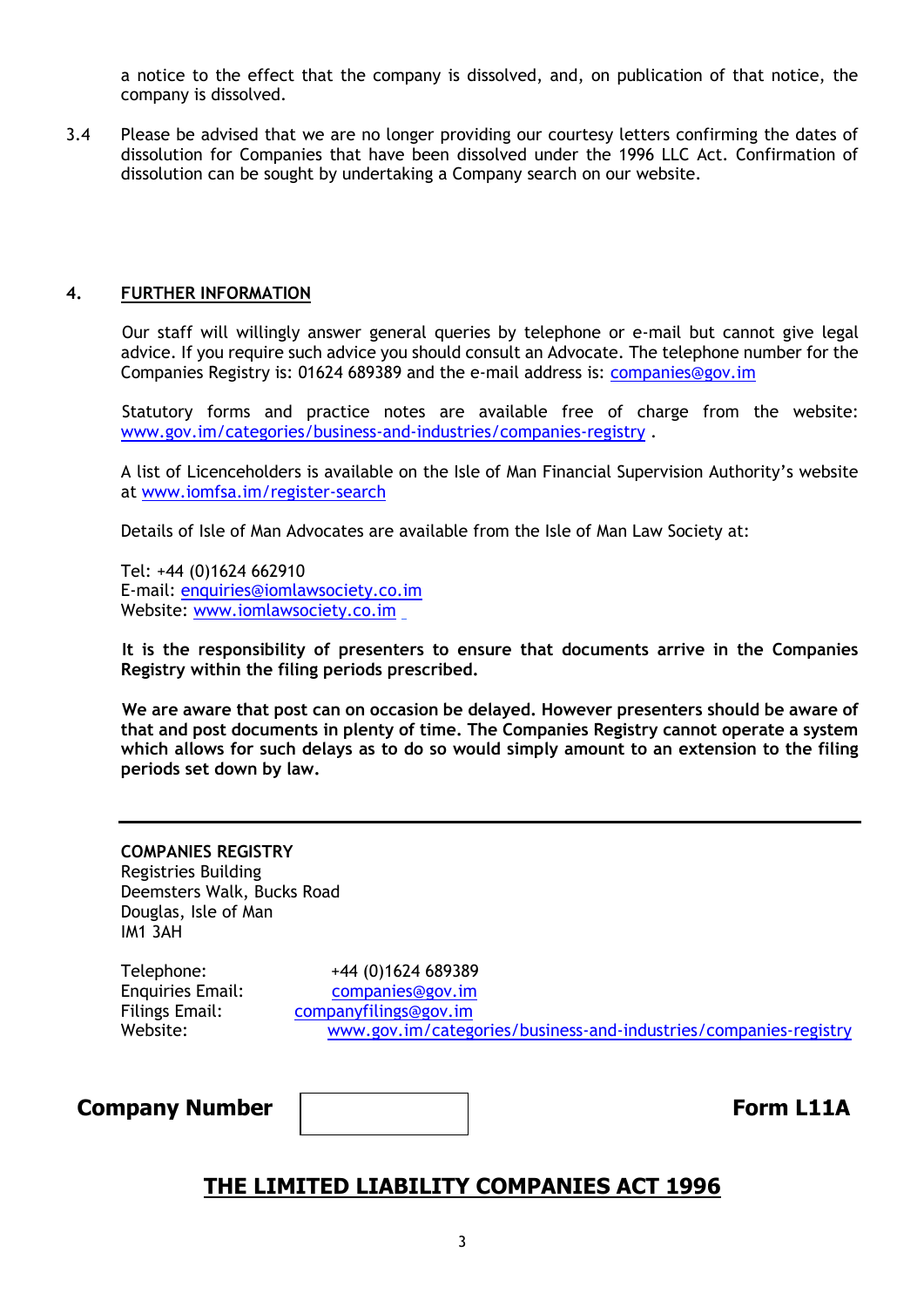a notice to the effect that the company is dissolved, and, on publication of that notice, the company is dissolved.

3.4 Please be advised that we are no longer providing our courtesy letters confirming the dates of dissolution for Companies that have been dissolved under the 1996 LLC Act. Confirmation of dissolution can be sought by undertaking a Company search on our website.

## 4. FURTHER INFORMATION

Our staff will willingly answer general queries by telephone or e-mail but cannot give legal advice. If you require such advice you should consult an Advocate. The telephone number for the Companies Registry is: 01624 689389 and the e-mail address is: companies@gov.im

Statutory forms and practice notes are available free of charge from the website: www.gov.im/categories/business-and-industries/companies-registry .

A list of Licenceholders is available on the Isle of Man Financial Supervision Authority's website at www.iomfsa.im/register-search

Details of Isle of Man Advocates are available from the Isle of Man Law Society at:

Tel: +44 (0)1624 662910
E-mail: enquiries@iomlawsociety.co.im
Website: www.iomlawsociety.co.im

**It is the responsibility of presenters to ensure that documents arrive in the Companies Registry within the filing periods prescribed.**

**We are aware that post can on occasion be delayed. However presenters should be aware of that and post documents in plenty of time. The Companies Registry cannot operate a system which allows for such delays as to do so would simply amount to an extension to the filing periods set down by law.**

---

**COMPANIES REGISTRY**
Registries Building
Deemsters Walk, Bucks Road
Douglas, Isle of Man
IM1 3AH

Telephone: +44 (0)1624 689389
Enquiries Email: companies@gov.im
Filings Email: companyfilings@gov.im
Website: www.gov.im/categories/business-and-industries/companies-registry

**Company Number** | | **Form L11A**

# THE LIMITED LIABILITY COMPANIES ACT 1996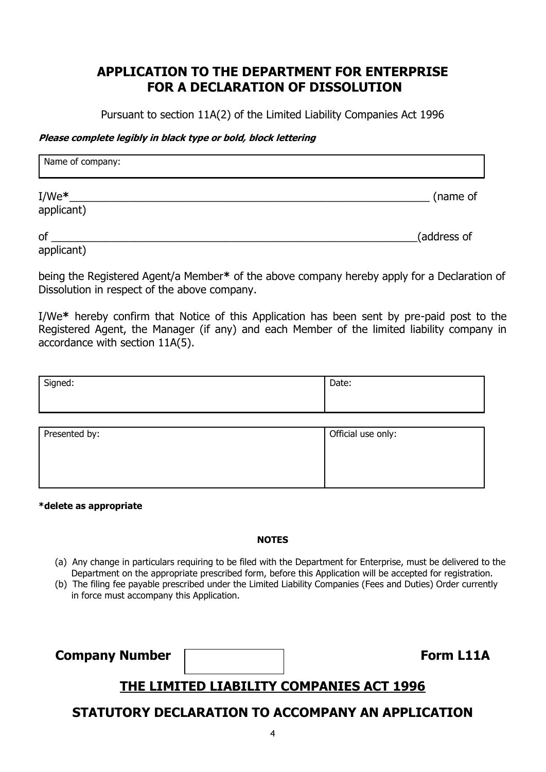## APPLICATION TO THE DEPARTMENT FOR ENTERPRISE FOR A DECLARATION OF DISSOLUTION

Pursuant to section 11A(2) of the Limited Liability Companies Act 1996

***Please complete legibly in black type or bold, block lettering***

| Name of company: |
|---|
| |

I/We**\*** ______________________________________________________________ (name of applicant)

of ______________________________________________________________(address of applicant)

being the Registered Agent/a Member**\*** of the above company hereby apply for a Declaration of Dissolution in respect of the above company.

I/We**\*** hereby confirm that Notice of this Application has been sent by pre-paid post to the Registered Agent, the Manager (if any) and each Member of the limited liability company in accordance with section 11A(5).

| Signed: | Date: |
|---|---|
| | |

| Presented by: | Official use only: |
|---|---|
| | |

**\*delete as appropriate**

**NOTES**

(a) Any change in particulars requiring to be filed with the Department for Enterprise, must be delivered to the Department on the appropriate prescribed form, before this Application will be accepted for registration.

(b) The filing fee payable prescribed under the Limited Liability Companies (Fees and Duties) Order currently in force must accompany this Application.

**Company Number** | | **Form L11A**

## THE LIMITED LIABILITY COMPANIES ACT 1996

## STATUTORY DECLARATION TO ACCOMPANY AN APPLICATION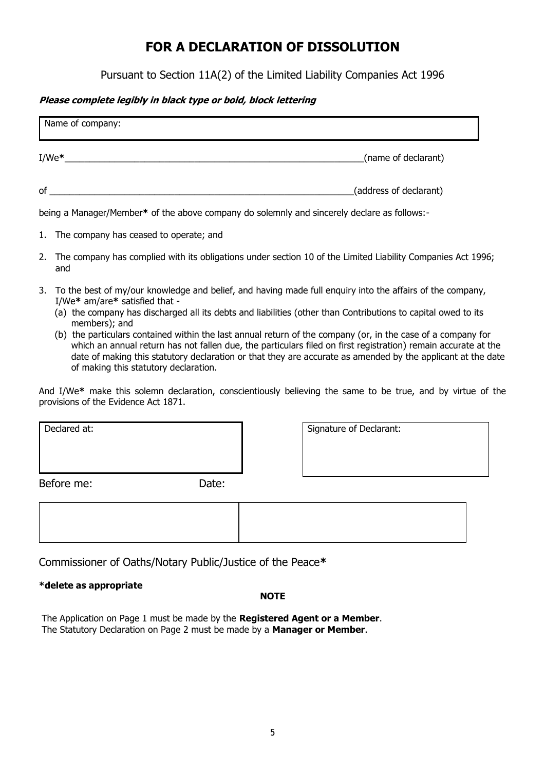# FOR A DECLARATION OF DISSOLUTION

Pursuant to Section 11A(2) of the Limited Liability Companies Act 1996

***Please complete legibly in black type or bold, block lettering***

| Name of company: |
|---|

I/We**\***_____________________________________________________________(name of declarant)

of _____________________________________________________________(address of declarant)

being a Manager/Member**\*** of the above company do solemnly and sincerely declare as follows:-

1. The company has ceased to operate; and
2. The company has complied with its obligations under section 10 of the Limited Liability Companies Act 1996; and
3. To the best of my/our knowledge and belief, and having made full enquiry into the affairs of the company, I/We**\*** am/are**\*** satisfied that -
   (a) the company has discharged all its debts and liabilities (other than Contributions to capital owed to its members); and
   (b) the particulars contained within the last annual return of the company (or, in the case of a company for which an annual return has not fallen due, the particulars filed on first registration) remain accurate at the date of making this statutory declaration or that they are accurate as amended by the applicant at the date of making this statutory declaration.

And I/We**\*** make this solemn declaration, conscientiously believing the same to be true, and by virtue of the provisions of the Evidence Act 1871.

| Declared at: | Signature of Declarant: |
|---|---|
| | |

Before me: Date:

| | |
|---|---|
| | |

Commissioner of Oaths/Notary Public/Justice of the Peace**\***

**\*delete as appropriate**

**NOTE**

The Application on Page 1 must be made by the **Registered Agent or a Member**.
The Statutory Declaration on Page 2 must be made by a **Manager or Member**.